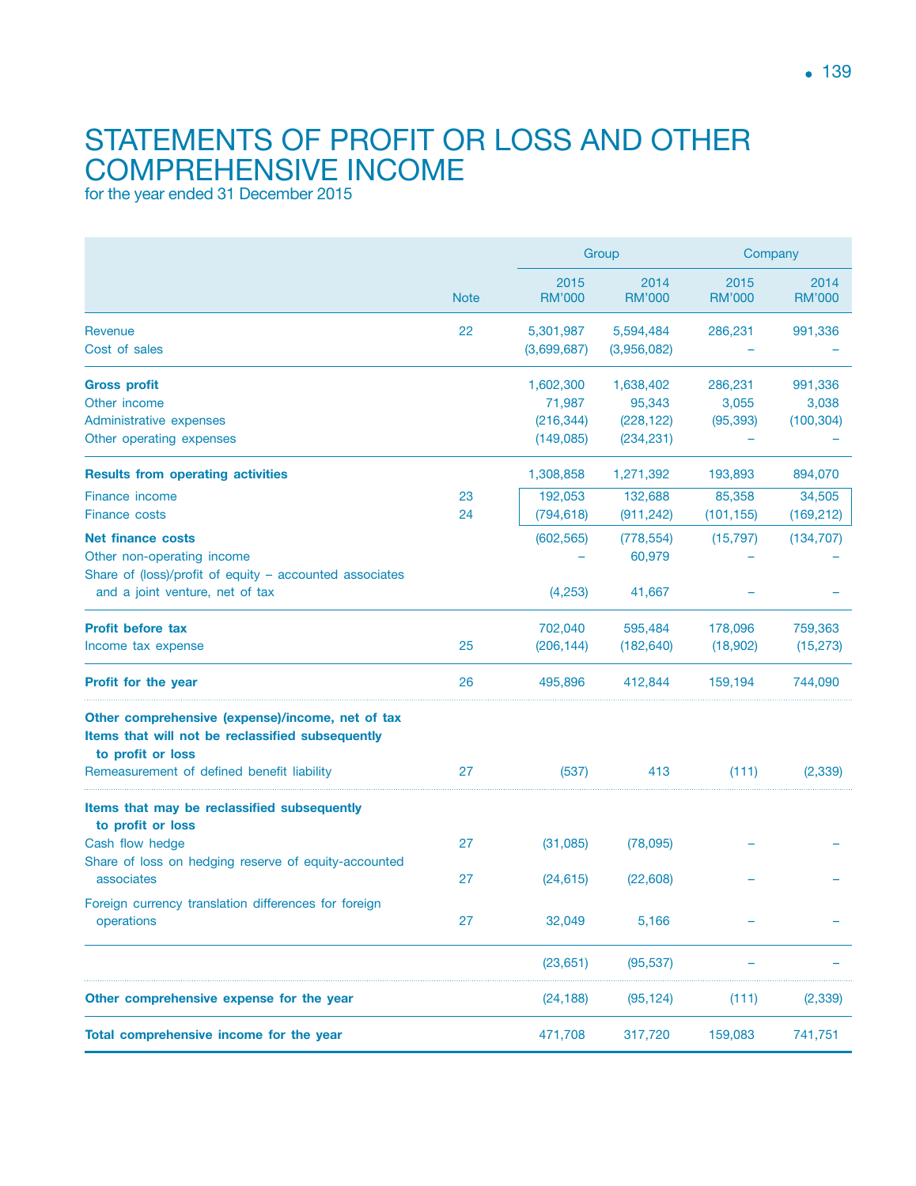# STATEMENTS OF PROFIT OR LOSS AND OTHER COMPREHENSIVE INCOME

for the year ended 31 December 2015

| | Note | Group | | Company | |
|---|---|---|---|---|---|
| | | 2015 RM'000 | 2014 RM'000 | 2015 RM'000 | 2014 RM'000 |
| Revenue | 22 | 5,301,987 | 5,594,484 | 286,231 | 991,336 |
| Cost of sales | | (3,699,687) | (3,956,082) | – | – |
| **Gross profit** | | 1,602,300 | 1,638,402 | 286,231 | 991,336 |
| Other income | | 71,987 | 95,343 | 3,055 | 3,038 |
| Administrative expenses | | (216,344) | (228,122) | (95,393) | (100,304) |
| Other operating expenses | | (149,085) | (234,231) | – | – |
| **Results from operating activities** | | 1,308,858 | 1,271,392 | 193,893 | 894,070 |
| Finance income | 23 | 192,053 | 132,688 | 85,358 | 34,505 |
| Finance costs | 24 | (794,618) | (911,242) | (101,155) | (169,212) |
| **Net finance costs** | | (602,565) | (778,554) | (15,797) | (134,707) |
| Other non-operating income | | – | 60,979 | – | – |
| Share of (loss)/profit of equity – accounted associates and a joint venture, net of tax | | (4,253) | 41,667 | – | – |
| **Profit before tax** | | 702,040 | 595,484 | 178,096 | 759,363 |
| Income tax expense | 25 | (206,144) | (182,640) | (18,902) | (15,273) |
| **Profit for the year** | 26 | 495,896 | 412,844 | 159,194 | 744,090 |
| **Other comprehensive (expense)/income, net of tax** | | | | | |
| **Items that will not be reclassified subsequently to profit or loss** | | | | | |
| Remeasurement of defined benefit liability | 27 | (537) | 413 | (111) | (2,339) |
| **Items that may be reclassified subsequently to profit or loss** | | | | | |
| Cash flow hedge | 27 | (31,085) | (78,095) | – | – |
| Share of loss on hedging reserve of equity-accounted associates | 27 | (24,615) | (22,608) | – | – |
| Foreign currency translation differences for foreign operations | 27 | 32,049 | 5,166 | – | – |
| | | (23,651) | (95,537) | – | – |
| **Other comprehensive expense for the year** | | (24,188) | (95,124) | (111) | (2,339) |
| **Total comprehensive income for the year** | | 471,708 | 317,720 | 159,083 | 741,751 |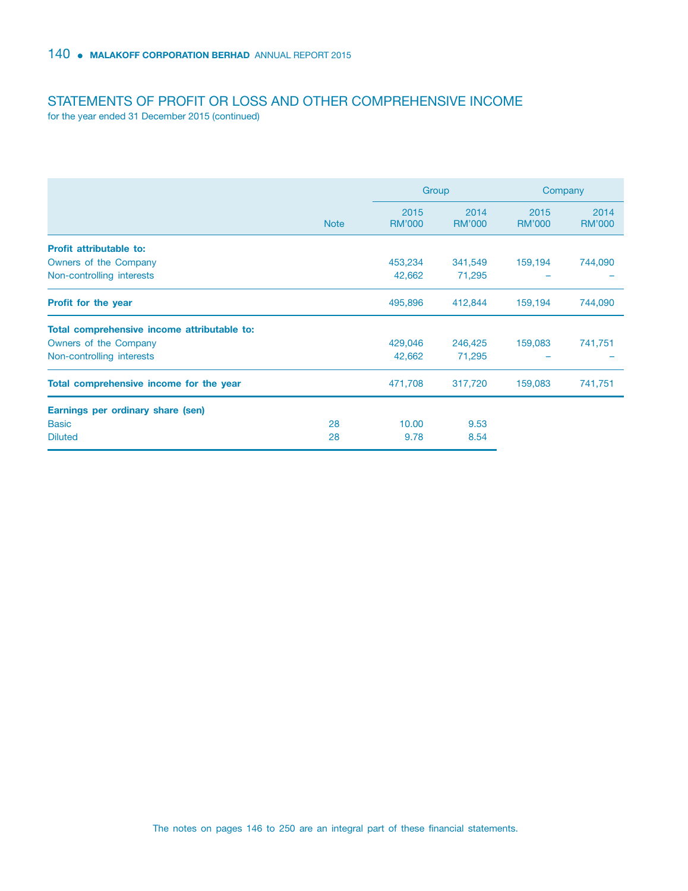## STATEMENTS OF PROFIT OR LOSS AND OTHER COMPREHENSIVE INCOME

for the year ended 31 December 2015 (continued)

| | | Group | | Company | |
|---|---|---|---|---|---|
| | Note | 2015 RM'000 | 2014 RM'000 | 2015 RM'000 | 2014 RM'000 |
| **Profit attributable to:** | | | | | |
| Owners of the Company | | 453,234 | 341,549 | 159,194 | 744,090 |
| Non-controlling interests | | 42,662 | 71,295 | – | – |
| **Profit for the year** | | 495,896 | 412,844 | 159,194 | 744,090 |
| **Total comprehensive income attributable to:** | | | | | |
| Owners of the Company | | 429,046 | 246,425 | 159,083 | 741,751 |
| Non-controlling interests | | 42,662 | 71,295 | – | – |
| **Total comprehensive income for the year** | | 471,708 | 317,720 | 159,083 | 741,751 |
| **Earnings per ordinary share (sen)** | | | | | |
| Basic | 28 | 10.00 | 9.53 | | |
| Diluted | 28 | 9.78 | 8.54 | | |

The notes on pages 146 to 250 are an integral part of these financial statements.